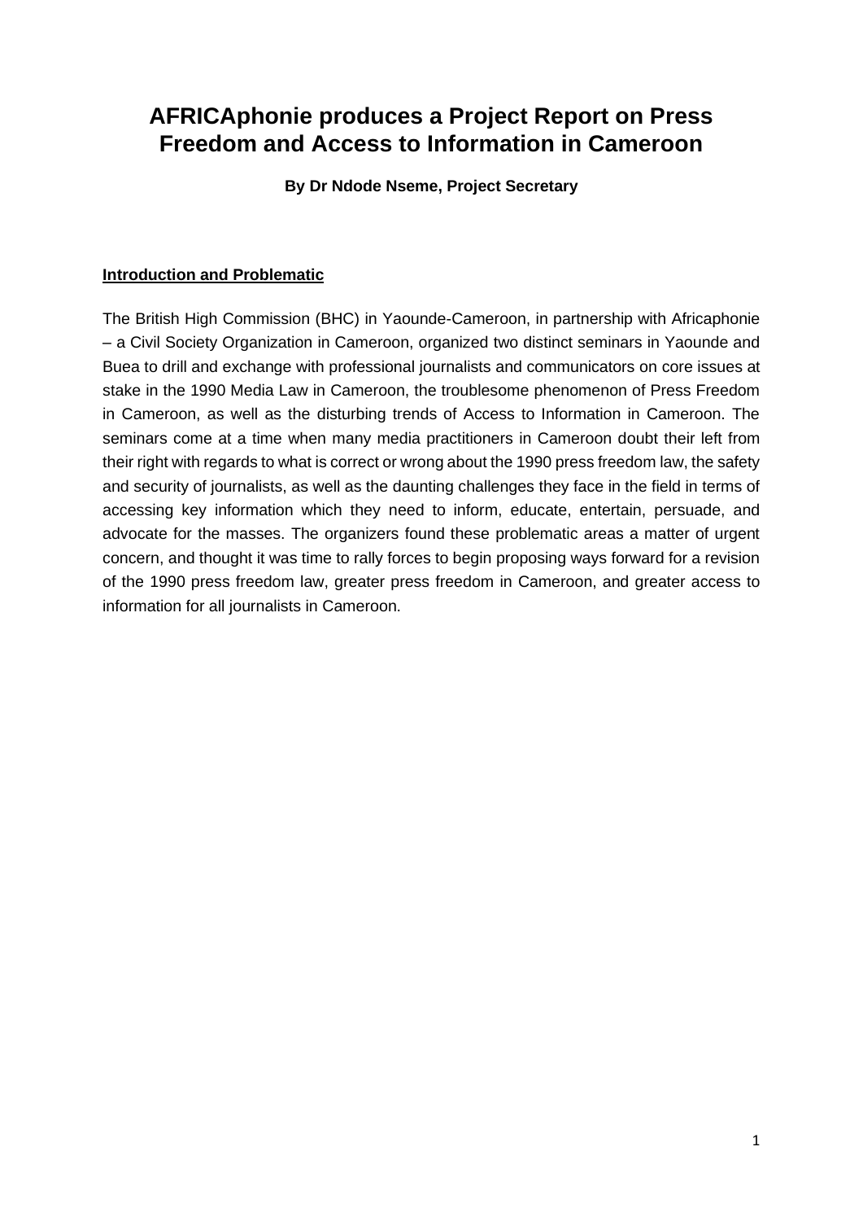# AFRICAphonie produces a Project Report on Press Freedom and Access to Information in Cameroon

**By Dr Ndode Nseme, Project Secretary**

**Introduction and Problematic**

The British High Commission (BHC) in Yaounde-Cameroon, in partnership with Africaphonie – a Civil Society Organization in Cameroon, organized two distinct seminars in Yaounde and Buea to drill and exchange with professional journalists and communicators on core issues at stake in the 1990 Media Law in Cameroon, the troublesome phenomenon of Press Freedom in Cameroon, as well as the disturbing trends of Access to Information in Cameroon. The seminars come at a time when many media practitioners in Cameroon doubt their left from their right with regards to what is correct or wrong about the 1990 press freedom law, the safety and security of journalists, as well as the daunting challenges they face in the field in terms of accessing key information which they need to inform, educate, entertain, persuade, and advocate for the masses. The organizers found these problematic areas a matter of urgent concern, and thought it was time to rally forces to begin proposing ways forward for a revision of the 1990 press freedom law, greater press freedom in Cameroon, and greater access to information for all journalists in Cameroon.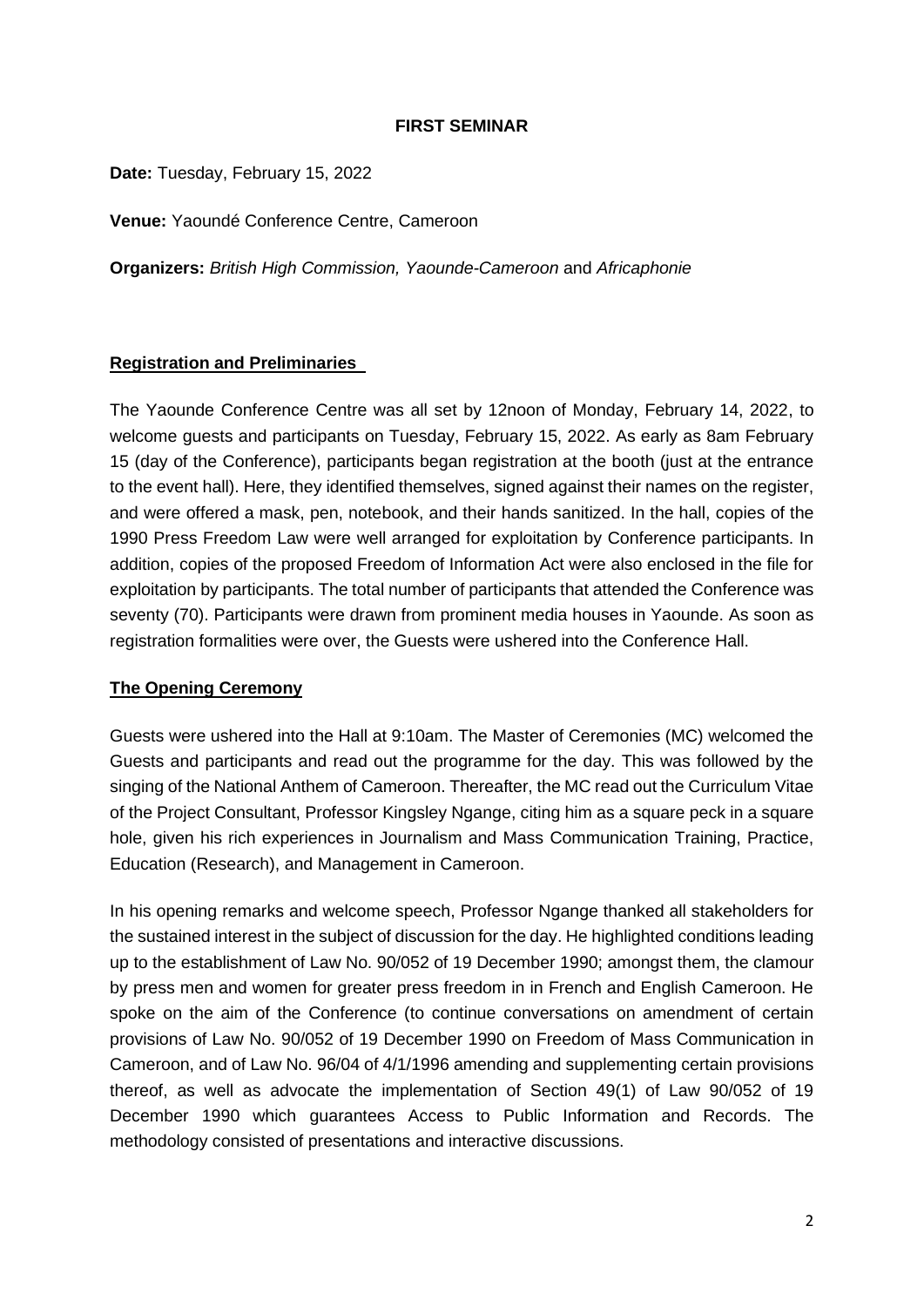**FIRST SEMINAR**

**Date:** Tuesday, February 15, 2022

**Venue:** Yaoundé Conference Centre, Cameroon

**Organizers:** *British High Commission, Yaounde-Cameroon* and *Africaphonie*

## Registration and Preliminaries

The Yaounde Conference Centre was all set by 12noon of Monday, February 14, 2022, to welcome guests and participants on Tuesday, February 15, 2022. As early as 8am February 15 (day of the Conference), participants began registration at the booth (just at the entrance to the event hall). Here, they identified themselves, signed against their names on the register, and were offered a mask, pen, notebook, and their hands sanitized. In the hall, copies of the 1990 Press Freedom Law were well arranged for exploitation by Conference participants. In addition, copies of the proposed Freedom of Information Act were also enclosed in the file for exploitation by participants. The total number of participants that attended the Conference was seventy (70). Participants were drawn from prominent media houses in Yaounde. As soon as registration formalities were over, the Guests were ushered into the Conference Hall.

## The Opening Ceremony

Guests were ushered into the Hall at 9:10am. The Master of Ceremonies (MC) welcomed the Guests and participants and read out the programme for the day. This was followed by the singing of the National Anthem of Cameroon. Thereafter, the MC read out the Curriculum Vitae of the Project Consultant, Professor Kingsley Ngange, citing him as a square peck in a square hole, given his rich experiences in Journalism and Mass Communication Training, Practice, Education (Research), and Management in Cameroon.

In his opening remarks and welcome speech, Professor Ngange thanked all stakeholders for the sustained interest in the subject of discussion for the day. He highlighted conditions leading up to the establishment of Law No. 90/052 of 19 December 1990; amongst them, the clamour by press men and women for greater press freedom in in French and English Cameroon. He spoke on the aim of the Conference (to continue conversations on amendment of certain provisions of Law No. 90/052 of 19 December 1990 on Freedom of Mass Communication in Cameroon, and of Law No. 96/04 of 4/1/1996 amending and supplementing certain provisions thereof, as well as advocate the implementation of Section 49(1) of Law 90/052 of 19 December 1990 which guarantees Access to Public Information and Records. The methodology consisted of presentations and interactive discussions.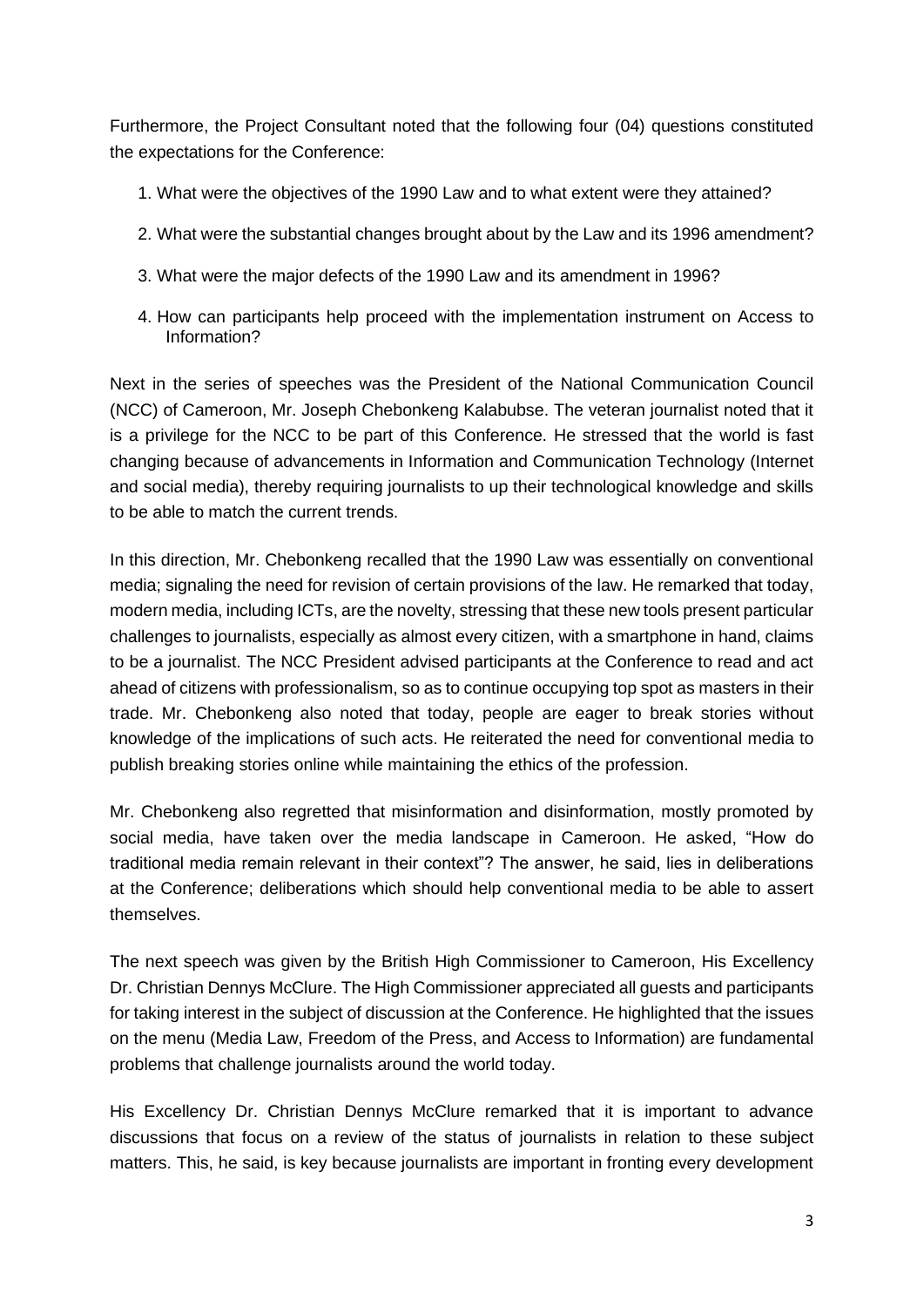Furthermore, the Project Consultant noted that the following four (04) questions constituted the expectations for the Conference:

1. What were the objectives of the 1990 Law and to what extent were they attained?
2. What were the substantial changes brought about by the Law and its 1996 amendment?
3. What were the major defects of the 1990 Law and its amendment in 1996?
4. How can participants help proceed with the implementation instrument on Access to Information?

Next in the series of speeches was the President of the National Communication Council (NCC) of Cameroon, Mr. Joseph Chebonkeng Kalabubse. The veteran journalist noted that it is a privilege for the NCC to be part of this Conference. He stressed that the world is fast changing because of advancements in Information and Communication Technology (Internet and social media), thereby requiring journalists to up their technological knowledge and skills to be able to match the current trends.

In this direction, Mr. Chebonkeng recalled that the 1990 Law was essentially on conventional media; signaling the need for revision of certain provisions of the law. He remarked that today, modern media, including ICTs, are the novelty, stressing that these new tools present particular challenges to journalists, especially as almost every citizen, with a smartphone in hand, claims to be a journalist. The NCC President advised participants at the Conference to read and act ahead of citizens with professionalism, so as to continue occupying top spot as masters in their trade. Mr. Chebonkeng also noted that today, people are eager to break stories without knowledge of the implications of such acts. He reiterated the need for conventional media to publish breaking stories online while maintaining the ethics of the profession.

Mr. Chebonkeng also regretted that misinformation and disinformation, mostly promoted by social media, have taken over the media landscape in Cameroon. He asked, "How do traditional media remain relevant in their context"? The answer, he said, lies in deliberations at the Conference; deliberations which should help conventional media to be able to assert themselves.

The next speech was given by the British High Commissioner to Cameroon, His Excellency Dr. Christian Dennys McClure. The High Commissioner appreciated all guests and participants for taking interest in the subject of discussion at the Conference. He highlighted that the issues on the menu (Media Law, Freedom of the Press, and Access to Information) are fundamental problems that challenge journalists around the world today.

His Excellency Dr. Christian Dennys McClure remarked that it is important to advance discussions that focus on a review of the status of journalists in relation to these subject matters. This, he said, is key because journalists are important in fronting every development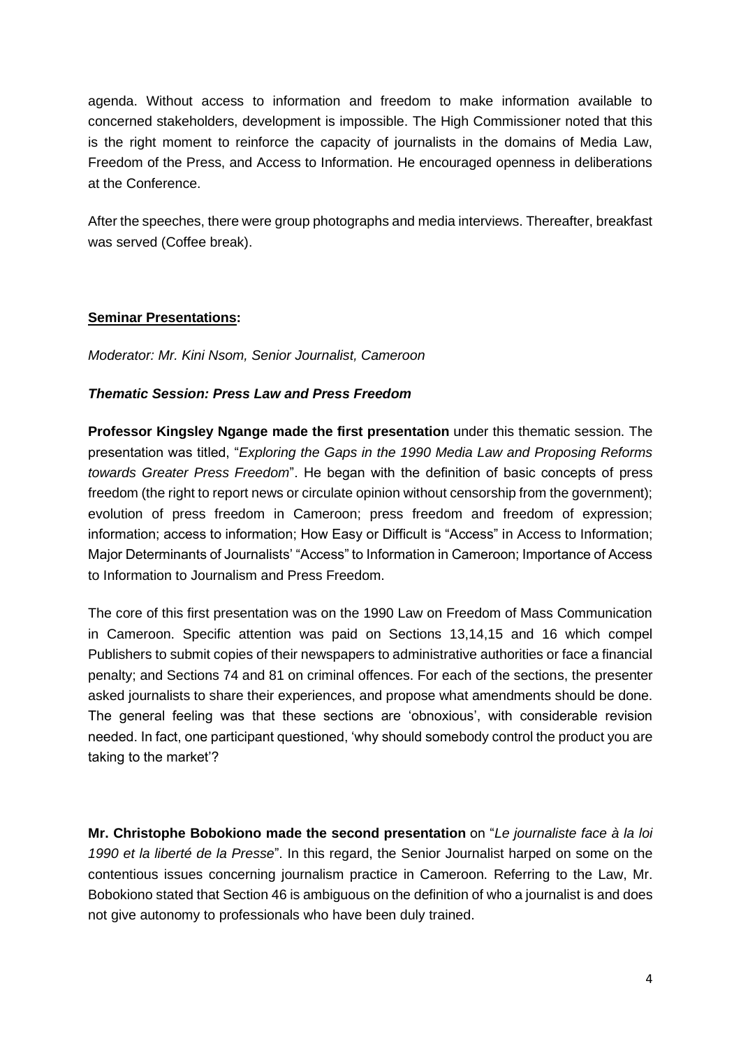agenda. Without access to information and freedom to make information available to concerned stakeholders, development is impossible. The High Commissioner noted that this is the right moment to reinforce the capacity of journalists in the domains of Media Law, Freedom of the Press, and Access to Information. He encouraged openness in deliberations at the Conference.

After the speeches, there were group photographs and media interviews. Thereafter, breakfast was served (Coffee break).

**Seminar Presentations:**

*Moderator: Mr. Kini Nsom, Senior Journalist, Cameroon*

***Thematic Session: Press Law and Press Freedom***

**Professor Kingsley Ngange made the first presentation** under this thematic session. The presentation was titled, "*Exploring the Gaps in the 1990 Media Law and Proposing Reforms towards Greater Press Freedom*". He began with the definition of basic concepts of press freedom (the right to report news or circulate opinion without censorship from the government); evolution of press freedom in Cameroon; press freedom and freedom of expression; information; access to information; How Easy or Difficult is "Access" in Access to Information; Major Determinants of Journalists' "Access" to Information in Cameroon; Importance of Access to Information to Journalism and Press Freedom.

The core of this first presentation was on the 1990 Law on Freedom of Mass Communication in Cameroon. Specific attention was paid on Sections 13,14,15 and 16 which compel Publishers to submit copies of their newspapers to administrative authorities or face a financial penalty; and Sections 74 and 81 on criminal offences. For each of the sections, the presenter asked journalists to share their experiences, and propose what amendments should be done. The general feeling was that these sections are 'obnoxious', with considerable revision needed. In fact, one participant questioned, 'why should somebody control the product you are taking to the market'?

**Mr. Christophe Bobokiono made the second presentation** on "*Le journaliste face à la loi 1990 et la liberté de la Presse*". In this regard, the Senior Journalist harped on some on the contentious issues concerning journalism practice in Cameroon. Referring to the Law, Mr. Bobokiono stated that Section 46 is ambiguous on the definition of who a journalist is and does not give autonomy to professionals who have been duly trained.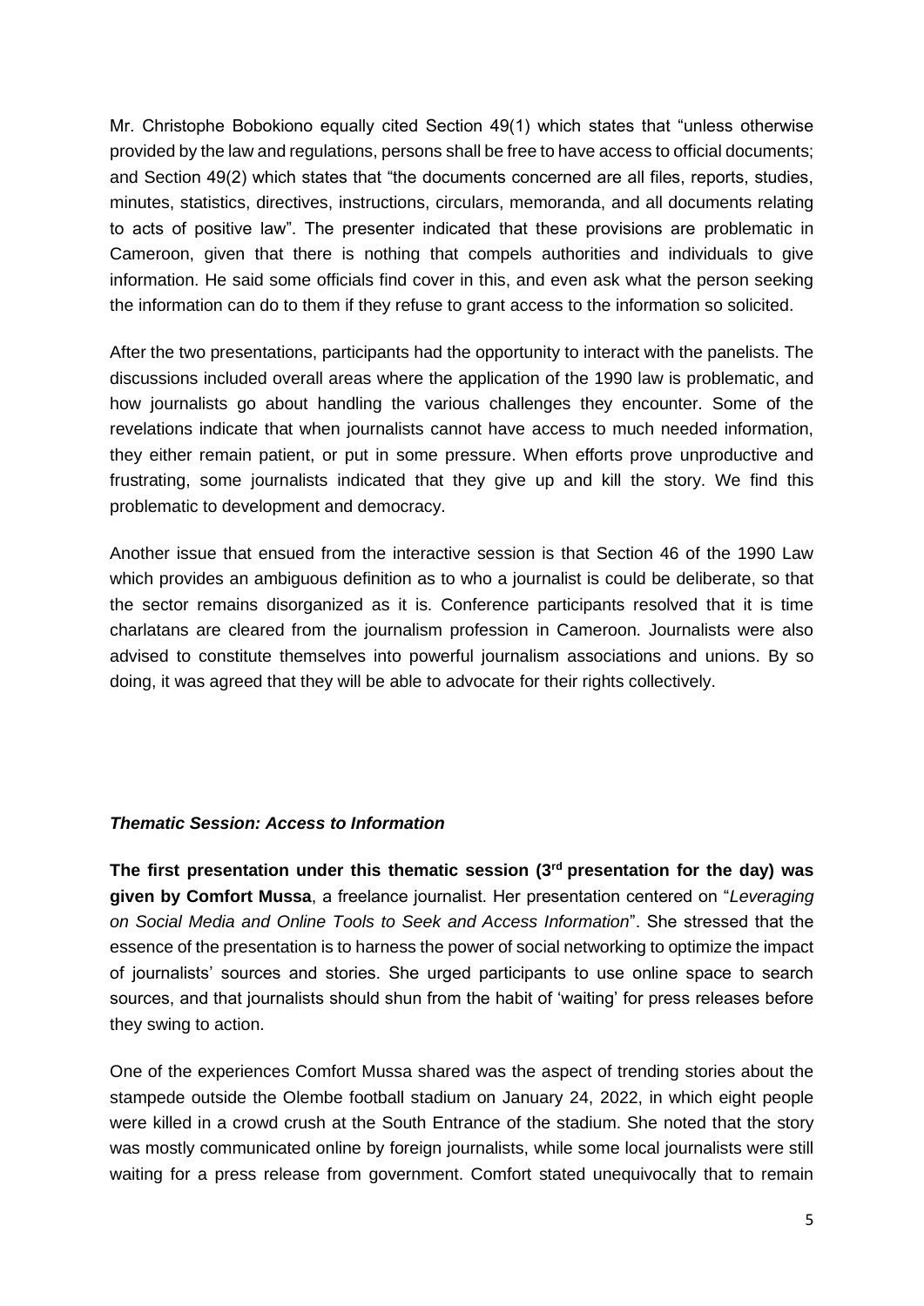Mr. Christophe Bobokiono equally cited Section 49(1) which states that "unless otherwise provided by the law and regulations, persons shall be free to have access to official documents; and Section 49(2) which states that "the documents concerned are all files, reports, studies, minutes, statistics, directives, instructions, circulars, memoranda, and all documents relating to acts of positive law". The presenter indicated that these provisions are problematic in Cameroon, given that there is nothing that compels authorities and individuals to give information. He said some officials find cover in this, and even ask what the person seeking the information can do to them if they refuse to grant access to the information so solicited.

After the two presentations, participants had the opportunity to interact with the panelists. The discussions included overall areas where the application of the 1990 law is problematic, and how journalists go about handling the various challenges they encounter. Some of the revelations indicate that when journalists cannot have access to much needed information, they either remain patient, or put in some pressure. When efforts prove unproductive and frustrating, some journalists indicated that they give up and kill the story. We find this problematic to development and democracy.

Another issue that ensued from the interactive session is that Section 46 of the 1990 Law which provides an ambiguous definition as to who a journalist is could be deliberate, so that the sector remains disorganized as it is. Conference participants resolved that it is time charlatans are cleared from the journalism profession in Cameroon. Journalists were also advised to constitute themselves into powerful journalism associations and unions. By so doing, it was agreed that they will be able to advocate for their rights collectively.

### ***Thematic Session: Access to Information***

**The first presentation under this thematic session (3rd presentation for the day) was given by Comfort Mussa**, a freelance journalist. Her presentation centered on "*Leveraging on Social Media and Online Tools to Seek and Access Information*". She stressed that the essence of the presentation is to harness the power of social networking to optimize the impact of journalists' sources and stories. She urged participants to use online space to search sources, and that journalists should shun from the habit of 'waiting' for press releases before they swing to action.

One of the experiences Comfort Mussa shared was the aspect of trending stories about the stampede outside the Olembe football stadium on January 24, 2022, in which eight people were killed in a crowd crush at the South Entrance of the stadium. She noted that the story was mostly communicated online by foreign journalists, while some local journalists were still waiting for a press release from government. Comfort stated unequivocally that to remain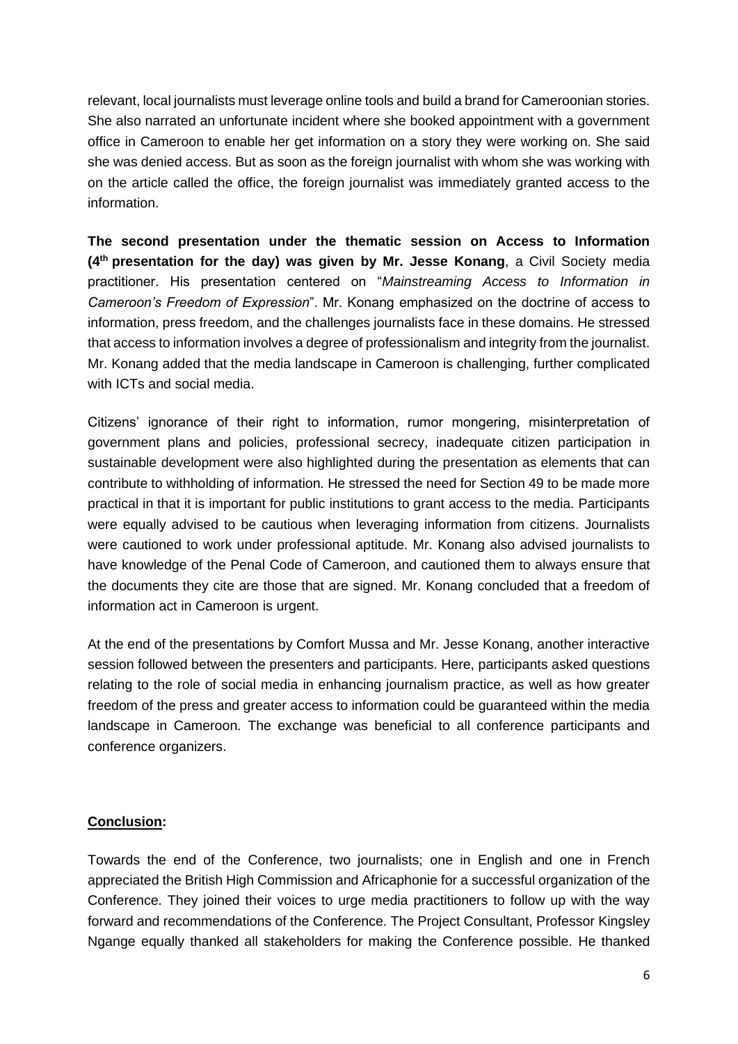relevant, local journalists must leverage online tools and build a brand for Cameroonian stories. She also narrated an unfortunate incident where she booked appointment with a government office in Cameroon to enable her get information on a story they were working on. She said she was denied access. But as soon as the foreign journalist with whom she was working with on the article called the office, the foreign journalist was immediately granted access to the information.

**The second presentation under the thematic session on Access to Information (4th presentation for the day) was given by Mr. Jesse Konang**, a Civil Society media practitioner. His presentation centered on "*Mainstreaming Access to Information in Cameroon's Freedom of Expression*". Mr. Konang emphasized on the doctrine of access to information, press freedom, and the challenges journalists face in these domains. He stressed that access to information involves a degree of professionalism and integrity from the journalist. Mr. Konang added that the media landscape in Cameroon is challenging, further complicated with ICTs and social media.

Citizens' ignorance of their right to information, rumor mongering, misinterpretation of government plans and policies, professional secrecy, inadequate citizen participation in sustainable development were also highlighted during the presentation as elements that can contribute to withholding of information. He stressed the need for Section 49 to be made more practical in that it is important for public institutions to grant access to the media. Participants were equally advised to be cautious when leveraging information from citizens. Journalists were cautioned to work under professional aptitude. Mr. Konang also advised journalists to have knowledge of the Penal Code of Cameroon, and cautioned them to always ensure that the documents they cite are those that are signed. Mr. Konang concluded that a freedom of information act in Cameroon is urgent.

At the end of the presentations by Comfort Mussa and Mr. Jesse Konang, another interactive session followed between the presenters and participants. Here, participants asked questions relating to the role of social media in enhancing journalism practice, as well as how greater freedom of the press and greater access to information could be guaranteed within the media landscape in Cameroon. The exchange was beneficial to all conference participants and conference organizers.

## **Conclusion:**

Towards the end of the Conference, two journalists; one in English and one in French appreciated the British High Commission and Africaphonie for a successful organization of the Conference. They joined their voices to urge media practitioners to follow up with the way forward and recommendations of the Conference. The Project Consultant, Professor Kingsley Ngange equally thanked all stakeholders for making the Conference possible. He thanked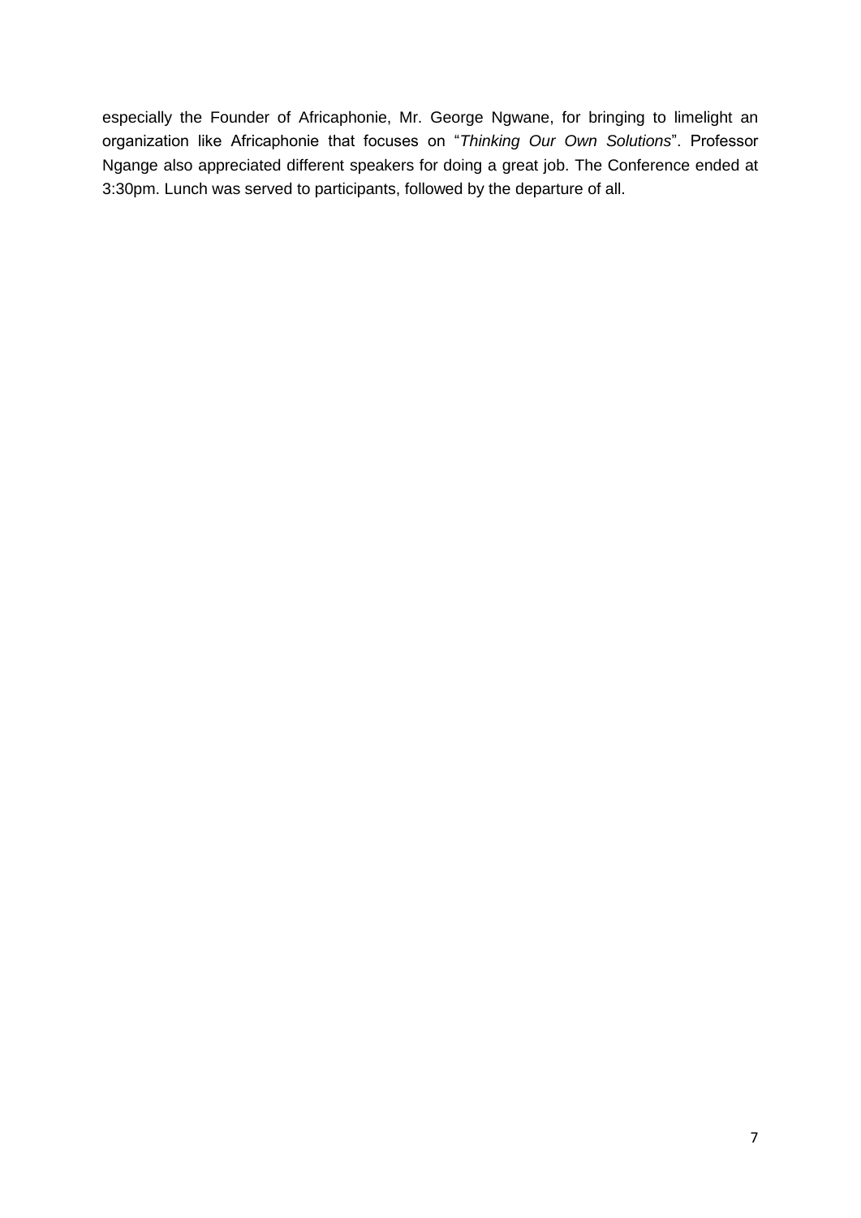especially the Founder of Africaphonie, Mr. George Ngwane, for bringing to limelight an organization like Africaphonie that focuses on "*Thinking Our Own Solutions*". Professor Ngange also appreciated different speakers for doing a great job. The Conference ended at 3:30pm. Lunch was served to participants, followed by the departure of all.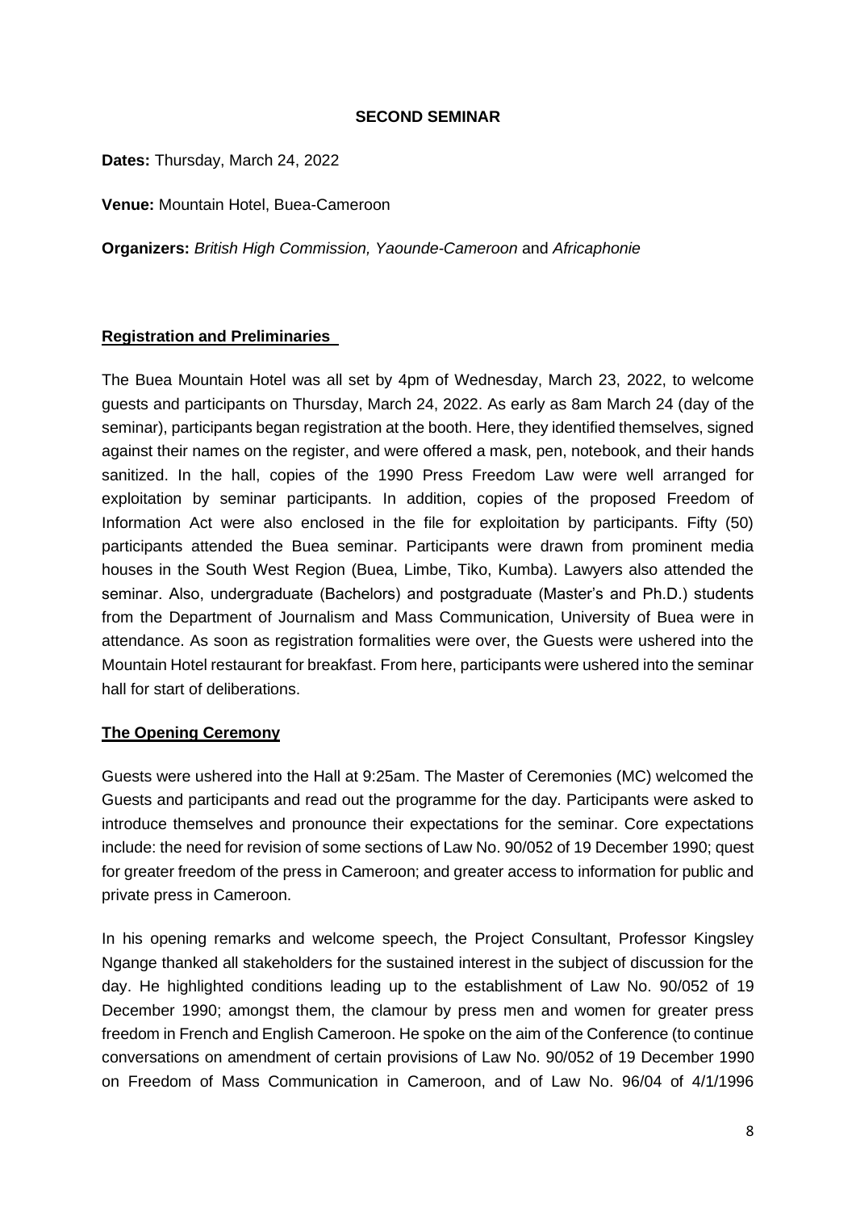**SECOND SEMINAR**

**Dates:** Thursday, March 24, 2022

**Venue:** Mountain Hotel, Buea-Cameroon

**Organizers:** *British High Commission, Yaounde-Cameroon* and *Africaphonie*

**Registration and Preliminaries**

The Buea Mountain Hotel was all set by 4pm of Wednesday, March 23, 2022, to welcome guests and participants on Thursday, March 24, 2022. As early as 8am March 24 (day of the seminar), participants began registration at the booth. Here, they identified themselves, signed against their names on the register, and were offered a mask, pen, notebook, and their hands sanitized. In the hall, copies of the 1990 Press Freedom Law were well arranged for exploitation by seminar participants. In addition, copies of the proposed Freedom of Information Act were also enclosed in the file for exploitation by participants. Fifty (50) participants attended the Buea seminar. Participants were drawn from prominent media houses in the South West Region (Buea, Limbe, Tiko, Kumba). Lawyers also attended the seminar. Also, undergraduate (Bachelors) and postgraduate (Master's and Ph.D.) students from the Department of Journalism and Mass Communication, University of Buea were in attendance. As soon as registration formalities were over, the Guests were ushered into the Mountain Hotel restaurant for breakfast. From here, participants were ushered into the seminar hall for start of deliberations.

**The Opening Ceremony**

Guests were ushered into the Hall at 9:25am. The Master of Ceremonies (MC) welcomed the Guests and participants and read out the programme for the day. Participants were asked to introduce themselves and pronounce their expectations for the seminar. Core expectations include: the need for revision of some sections of Law No. 90/052 of 19 December 1990; quest for greater freedom of the press in Cameroon; and greater access to information for public and private press in Cameroon.

In his opening remarks and welcome speech, the Project Consultant, Professor Kingsley Ngange thanked all stakeholders for the sustained interest in the subject of discussion for the day. He highlighted conditions leading up to the establishment of Law No. 90/052 of 19 December 1990; amongst them, the clamour by press men and women for greater press freedom in French and English Cameroon. He spoke on the aim of the Conference (to continue conversations on amendment of certain provisions of Law No. 90/052 of 19 December 1990 on Freedom of Mass Communication in Cameroon, and of Law No. 96/04 of 4/1/1996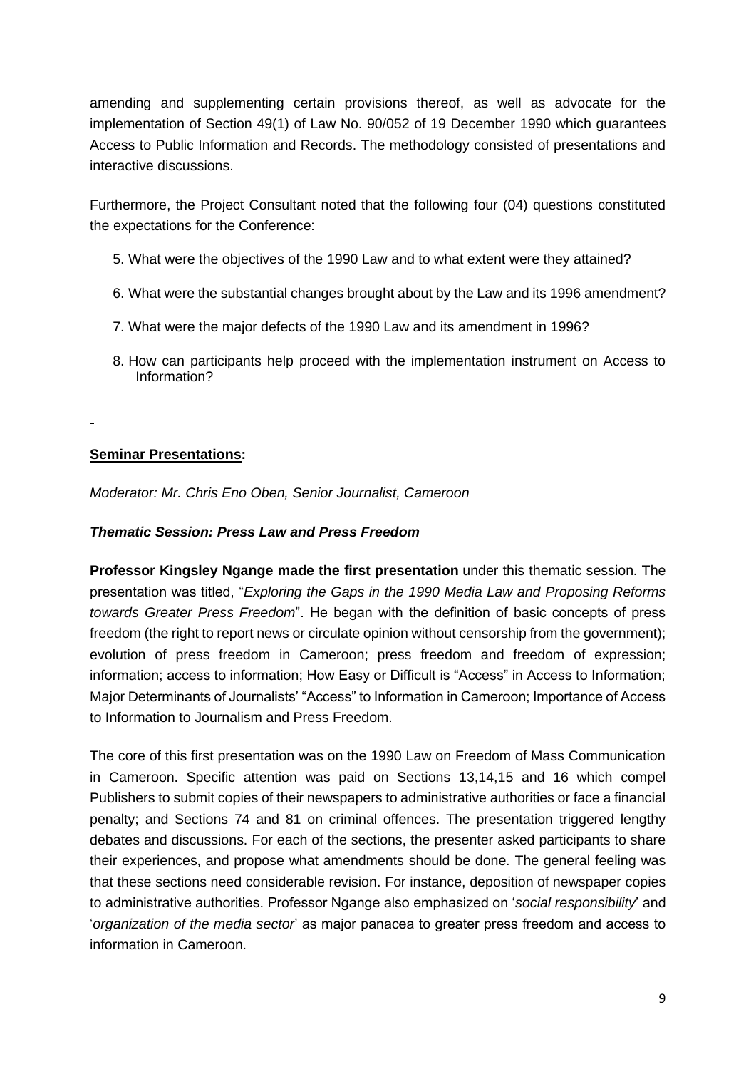amending and supplementing certain provisions thereof, as well as advocate for the implementation of Section 49(1) of Law No. 90/052 of 19 December 1990 which guarantees Access to Public Information and Records. The methodology consisted of presentations and interactive discussions.

Furthermore, the Project Consultant noted that the following four (04) questions constituted the expectations for the Conference:

5. What were the objectives of the 1990 Law and to what extent were they attained?
6. What were the substantial changes brought about by the Law and its 1996 amendment?
7. What were the major defects of the 1990 Law and its amendment in 1996?
8. How can participants help proceed with the implementation instrument on Access to Information?

**Seminar Presentations:**

*Moderator: Mr. Chris Eno Oben, Senior Journalist, Cameroon*

***Thematic Session: Press Law and Press Freedom***

**Professor Kingsley Ngange made the first presentation** under this thematic session. The presentation was titled, "*Exploring the Gaps in the 1990 Media Law and Proposing Reforms towards Greater Press Freedom*". He began with the definition of basic concepts of press freedom (the right to report news or circulate opinion without censorship from the government); evolution of press freedom in Cameroon; press freedom and freedom of expression; information; access to information; How Easy or Difficult is "Access" in Access to Information; Major Determinants of Journalists' "Access" to Information in Cameroon; Importance of Access to Information to Journalism and Press Freedom.

The core of this first presentation was on the 1990 Law on Freedom of Mass Communication in Cameroon. Specific attention was paid on Sections 13,14,15 and 16 which compel Publishers to submit copies of their newspapers to administrative authorities or face a financial penalty; and Sections 74 and 81 on criminal offences. The presentation triggered lengthy debates and discussions. For each of the sections, the presenter asked participants to share their experiences, and propose what amendments should be done. The general feeling was that these sections need considerable revision. For instance, deposition of newspaper copies to administrative authorities. Professor Ngange also emphasized on '*social responsibility*' and '*organization of the media sector*' as major panacea to greater press freedom and access to information in Cameroon.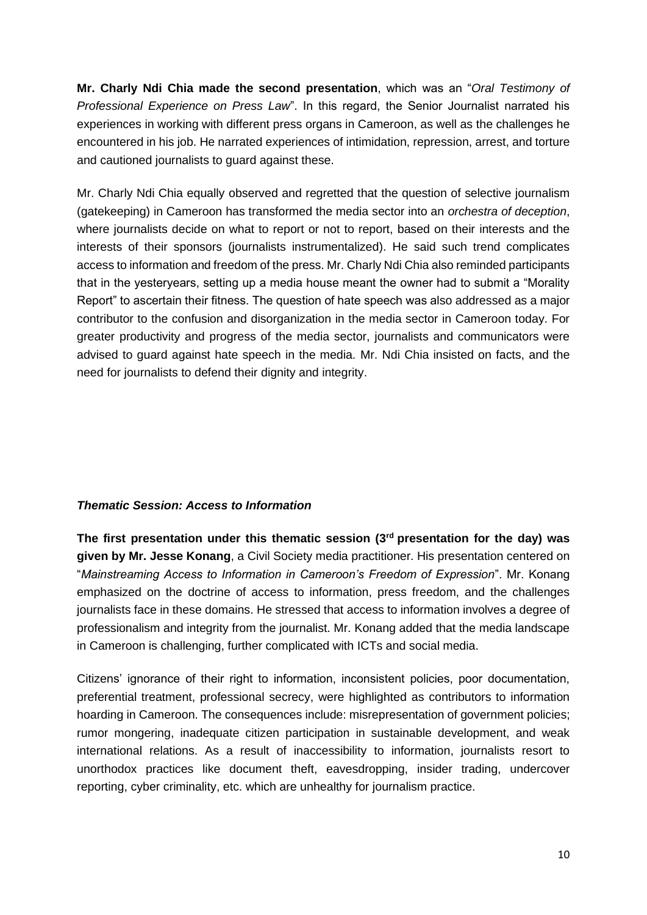**Mr. Charly Ndi Chia made the second presentation**, which was an "*Oral Testimony of Professional Experience on Press Law*". In this regard, the Senior Journalist narrated his experiences in working with different press organs in Cameroon, as well as the challenges he encountered in his job. He narrated experiences of intimidation, repression, arrest, and torture and cautioned journalists to guard against these.

Mr. Charly Ndi Chia equally observed and regretted that the question of selective journalism (gatekeeping) in Cameroon has transformed the media sector into an *orchestra of deception*, where journalists decide on what to report or not to report, based on their interests and the interests of their sponsors (journalists instrumentalized). He said such trend complicates access to information and freedom of the press. Mr. Charly Ndi Chia also reminded participants that in the yesteryears, setting up a media house meant the owner had to submit a "Morality Report" to ascertain their fitness. The question of hate speech was also addressed as a major contributor to the confusion and disorganization in the media sector in Cameroon today. For greater productivity and progress of the media sector, journalists and communicators were advised to guard against hate speech in the media. Mr. Ndi Chia insisted on facts, and the need for journalists to defend their dignity and integrity.

***Thematic Session: Access to Information***

**The first presentation under this thematic session (3rd presentation for the day) was given by Mr. Jesse Konang**, a Civil Society media practitioner. His presentation centered on "*Mainstreaming Access to Information in Cameroon's Freedom of Expression*". Mr. Konang emphasized on the doctrine of access to information, press freedom, and the challenges journalists face in these domains. He stressed that access to information involves a degree of professionalism and integrity from the journalist. Mr. Konang added that the media landscape in Cameroon is challenging, further complicated with ICTs and social media.

Citizens' ignorance of their right to information, inconsistent policies, poor documentation, preferential treatment, professional secrecy, were highlighted as contributors to information hoarding in Cameroon. The consequences include: misrepresentation of government policies; rumor mongering, inadequate citizen participation in sustainable development, and weak international relations. As a result of inaccessibility to information, journalists resort to unorthodox practices like document theft, eavesdropping, insider trading, undercover reporting, cyber criminality, etc. which are unhealthy for journalism practice.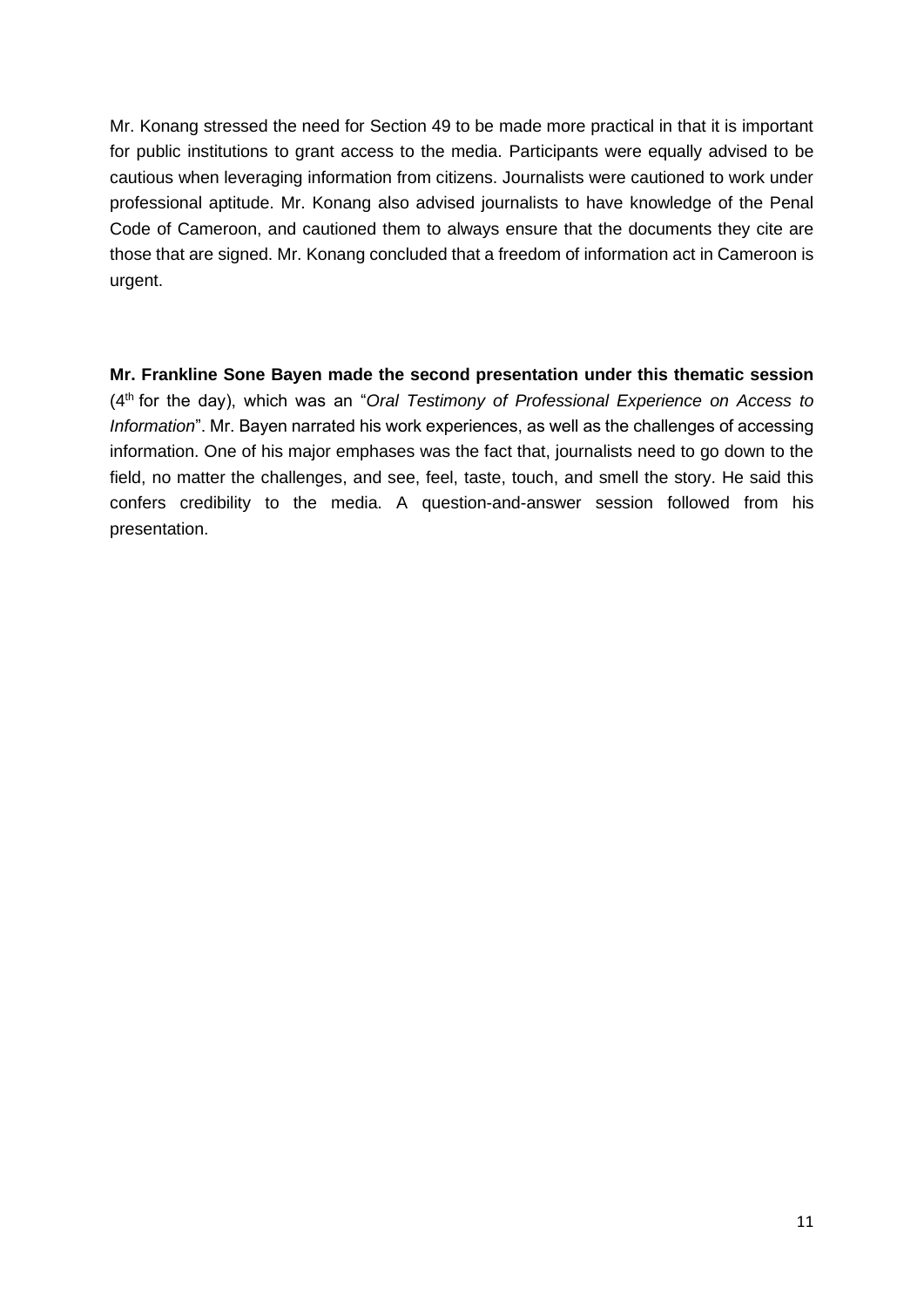Mr. Konang stressed the need for Section 49 to be made more practical in that it is important for public institutions to grant access to the media. Participants were equally advised to be cautious when leveraging information from citizens. Journalists were cautioned to work under professional aptitude. Mr. Konang also advised journalists to have knowledge of the Penal Code of Cameroon, and cautioned them to always ensure that the documents they cite are those that are signed. Mr. Konang concluded that a freedom of information act in Cameroon is urgent.

**Mr. Frankline Sone Bayen made the second presentation under this thematic session** (4th for the day), which was an "*Oral Testimony of Professional Experience on Access to Information*". Mr. Bayen narrated his work experiences, as well as the challenges of accessing information. One of his major emphases was the fact that, journalists need to go down to the field, no matter the challenges, and see, feel, taste, touch, and smell the story. He said this confers credibility to the media. A question-and-answer session followed from his presentation.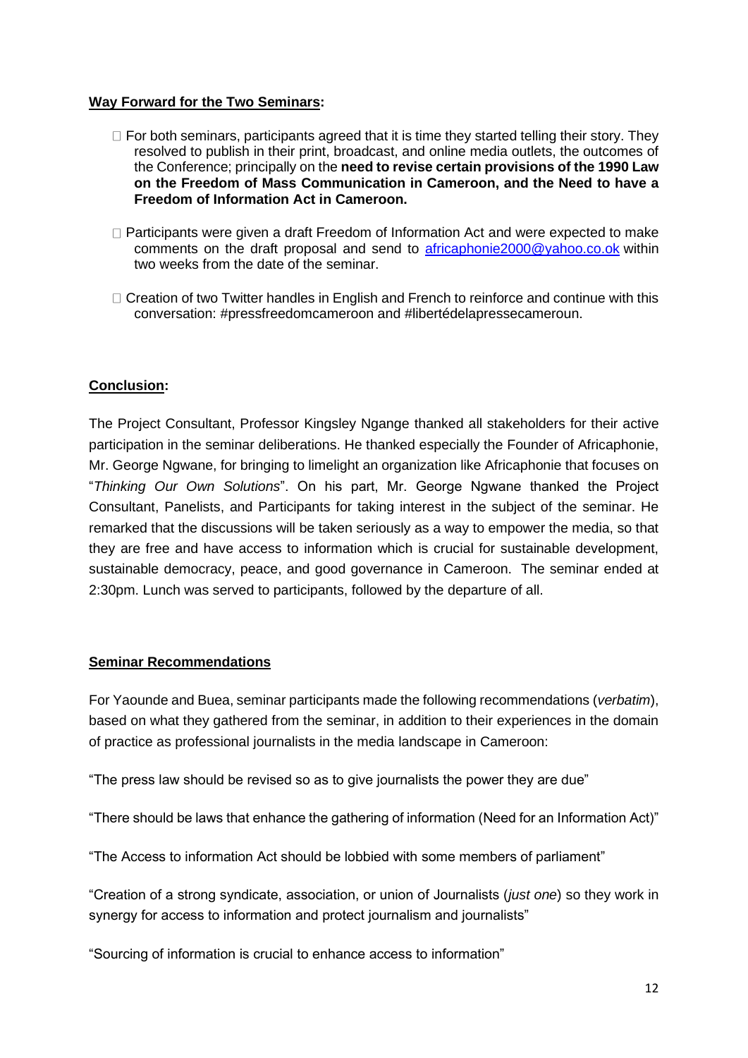**Way Forward for the Two Seminars:**

- For both seminars, participants agreed that it is time they started telling their story. They resolved to publish in their print, broadcast, and online media outlets, the outcomes of the Conference; principally on the **need to revise certain provisions of the 1990 Law on the Freedom of Mass Communication in Cameroon, and the Need to have a Freedom of Information Act in Cameroon.**

- Participants were given a draft Freedom of Information Act and were expected to make comments on the draft proposal and send to africaphonie2000@yahoo.co.ok within two weeks from the date of the seminar.

- Creation of two Twitter handles in English and French to reinforce and continue with this conversation: #pressfreedomcameroon and #libertédelapressecameroun.

**Conclusion:**

The Project Consultant, Professor Kingsley Ngange thanked all stakeholders for their active participation in the seminar deliberations. He thanked especially the Founder of Africaphonie, Mr. George Ngwane, for bringing to limelight an organization like Africaphonie that focuses on "*Thinking Our Own Solutions*". On his part, Mr. George Ngwane thanked the Project Consultant, Panelists, and Participants for taking interest in the subject of the seminar. He remarked that the discussions will be taken seriously as a way to empower the media, so that they are free and have access to information which is crucial for sustainable development, sustainable democracy, peace, and good governance in Cameroon. The seminar ended at 2:30pm. Lunch was served to participants, followed by the departure of all.

**Seminar Recommendations**

For Yaounde and Buea, seminar participants made the following recommendations (*verbatim*), based on what they gathered from the seminar, in addition to their experiences in the domain of practice as professional journalists in the media landscape in Cameroon:

"The press law should be revised so as to give journalists the power they are due"

"There should be laws that enhance the gathering of information (Need for an Information Act)"

"The Access to information Act should be lobbied with some members of parliament"

"Creation of a strong syndicate, association, or union of Journalists (*just one*) so they work in synergy for access to information and protect journalism and journalists"

"Sourcing of information is crucial to enhance access to information"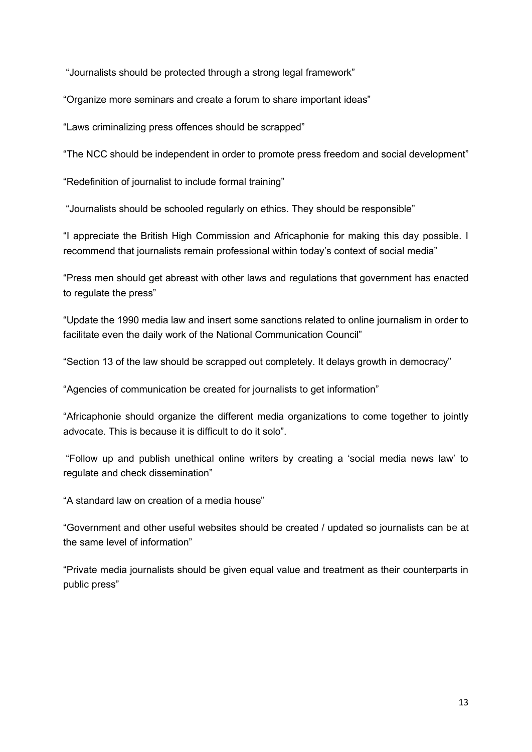"Journalists should be protected through a strong legal framework"

"Organize more seminars and create a forum to share important ideas"

"Laws criminalizing press offences should be scrapped"

"The NCC should be independent in order to promote press freedom and social development"

"Redefinition of journalist to include formal training"

"Journalists should be schooled regularly on ethics. They should be responsible"

"I appreciate the British High Commission and Africaphonie for making this day possible. I recommend that journalists remain professional within today's context of social media"

"Press men should get abreast with other laws and regulations that government has enacted to regulate the press"

"Update the 1990 media law and insert some sanctions related to online journalism in order to facilitate even the daily work of the National Communication Council"

"Section 13 of the law should be scrapped out completely. It delays growth in democracy"

"Agencies of communication be created for journalists to get information"

"Africaphonie should organize the different media organizations to come together to jointly advocate. This is because it is difficult to do it solo".

"Follow up and publish unethical online writers by creating a 'social media news law' to regulate and check dissemination"

"A standard law on creation of a media house"

"Government and other useful websites should be created / updated so journalists can be at the same level of information"

"Private media journalists should be given equal value and treatment as their counterparts in public press"